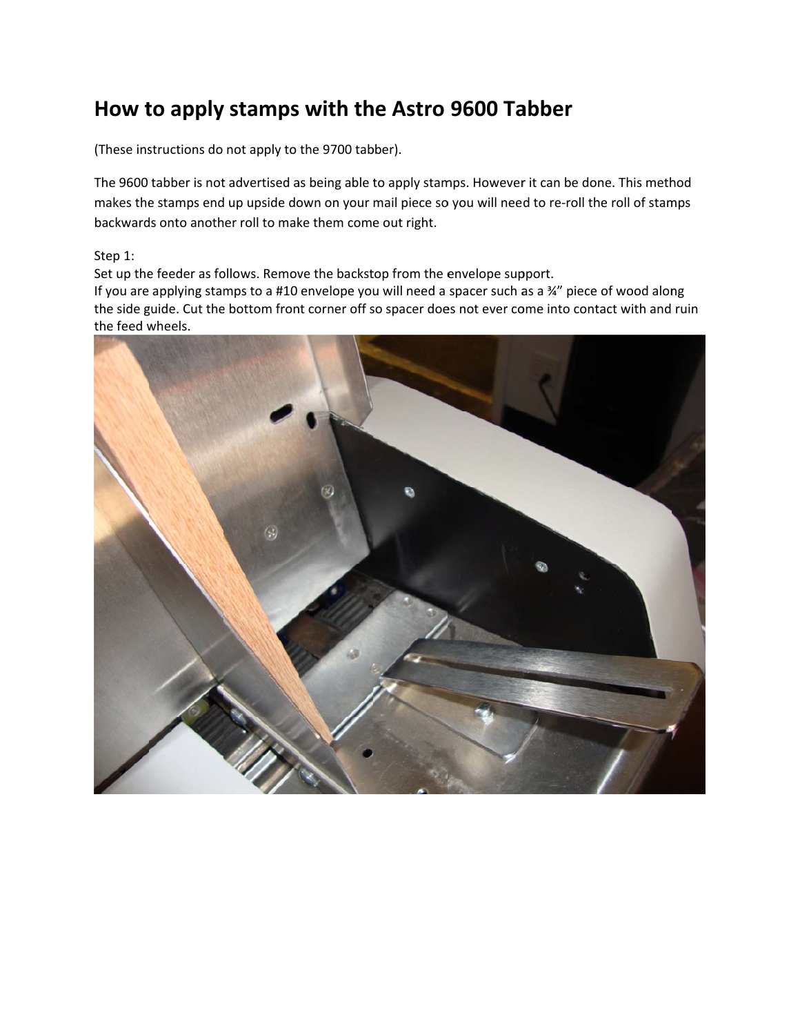# How to apply stamps with the Astro 9600 Tabber

(These instructions do not apply to the 9700 tabber).

The 9600 tabber is not advertised as being able to apply stamps. However it can be done. This method makes the stamps end up upside down on your mail piece so you will need to re-roll the roll of stamps backwards onto another roll to make them come out right.

Step 1:
Set up the feeder as follows. Remove the backstop from the envelope support.
If you are applying stamps to a #10 envelope you will need a spacer such as a ¾" piece of wood along the side guide. Cut the bottom front corner off so spacer does not ever come into contact with and ruin the feed wheels.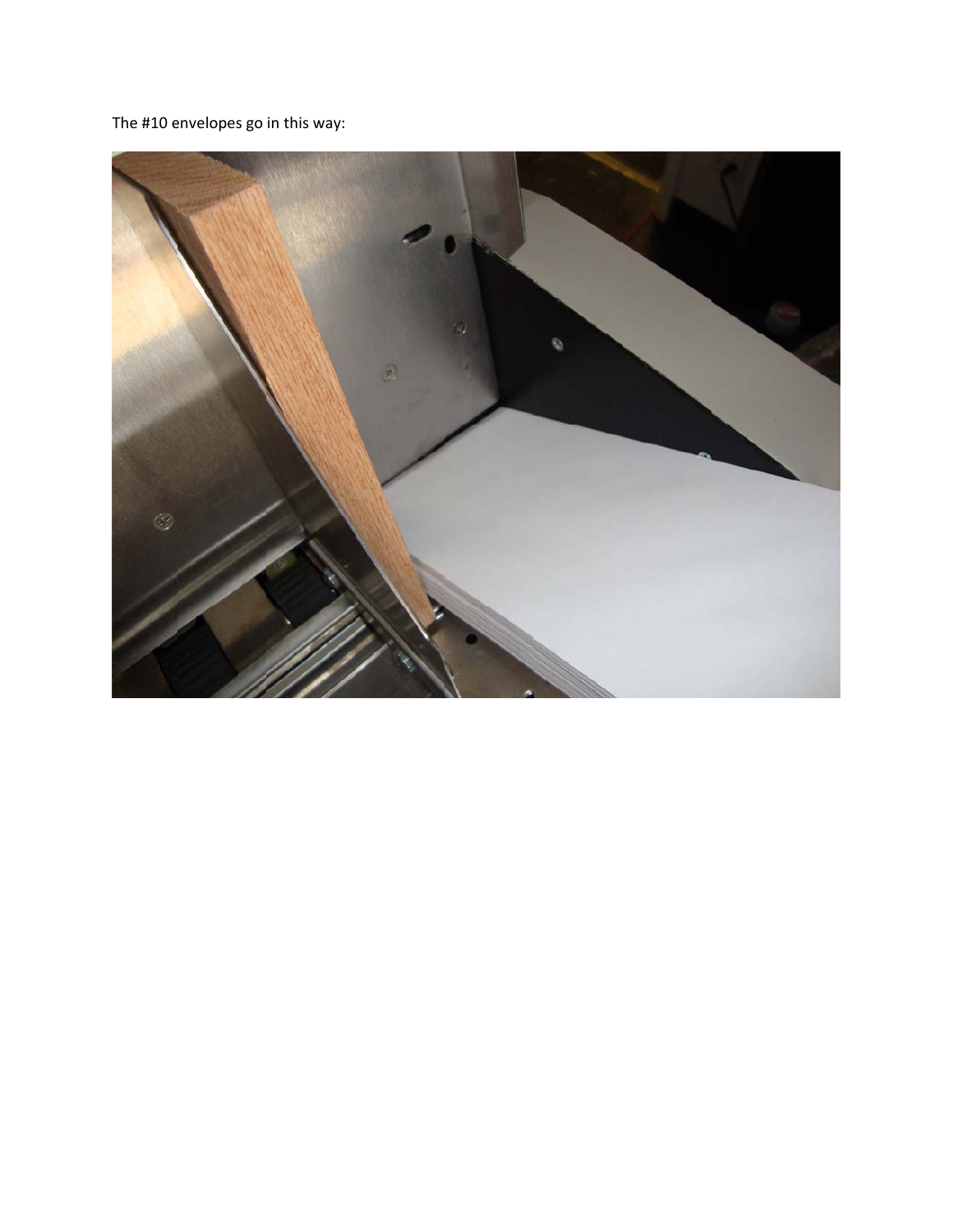The #10 envelopes go in this way: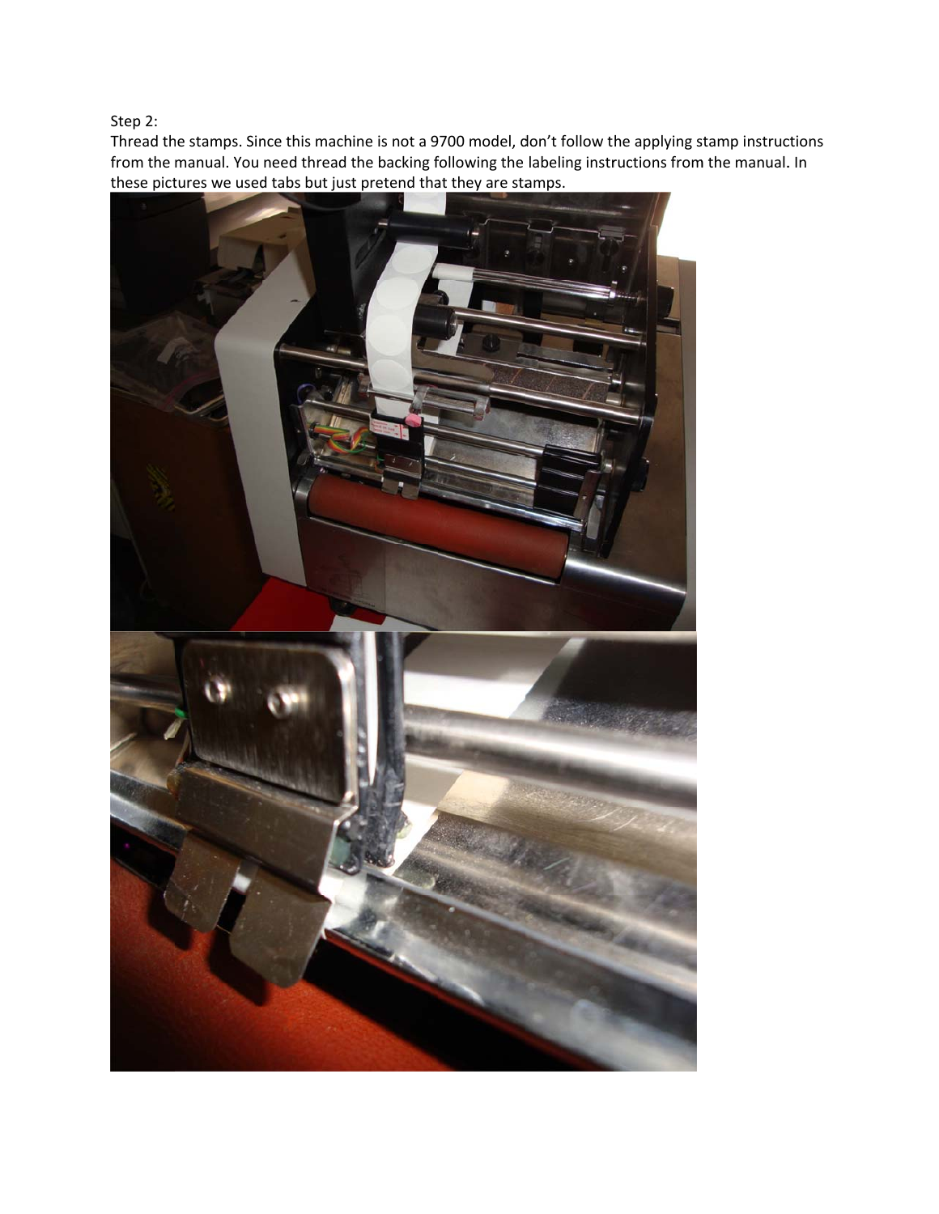Step 2:

Thread the stamps. Since this machine is not a 9700 model, don't follow the applying stamp instructions from the manual. You need thread the backing following the labeling instructions from the manual. In these pictures we used tabs but just pretend that they are stamps.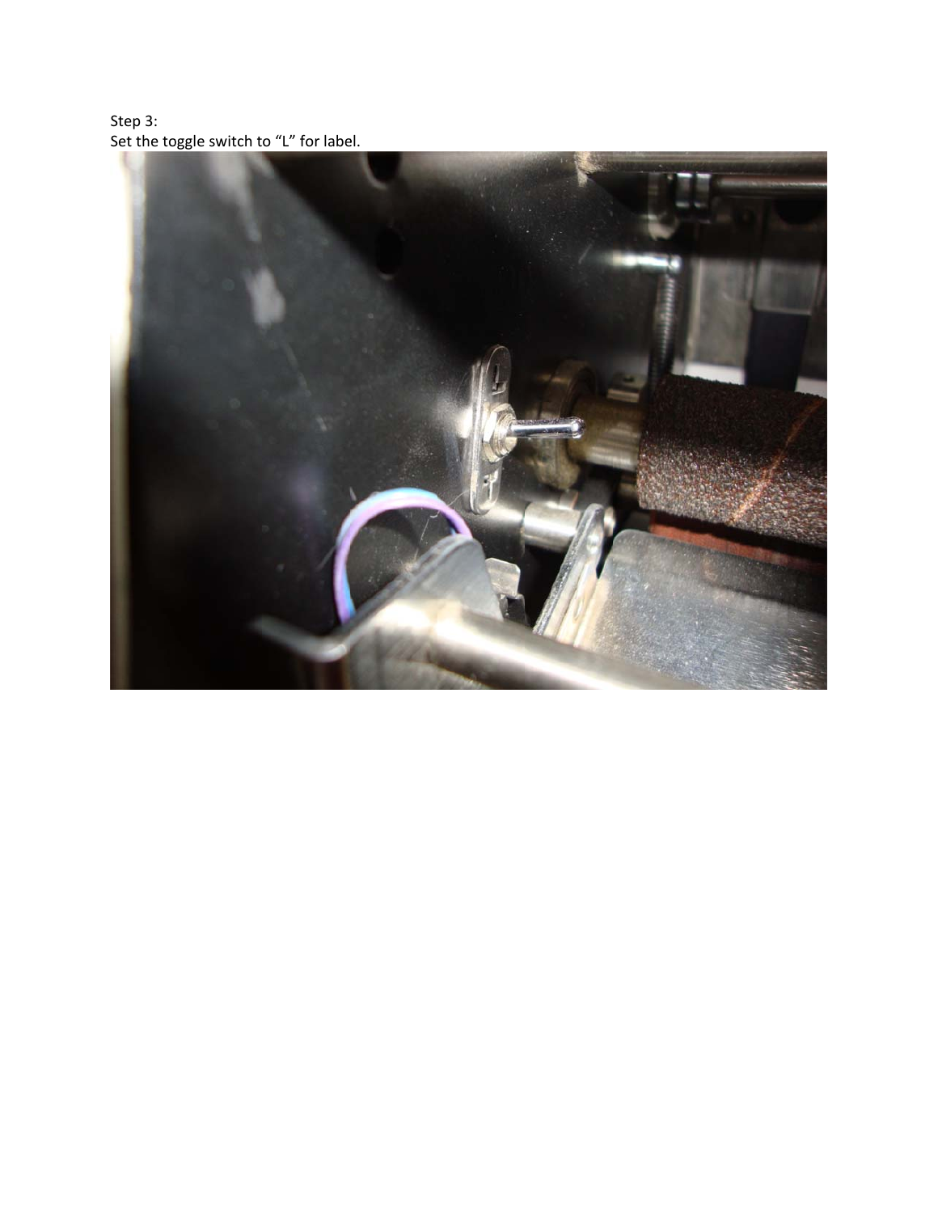Step 3:
Set the toggle switch to "L" for label.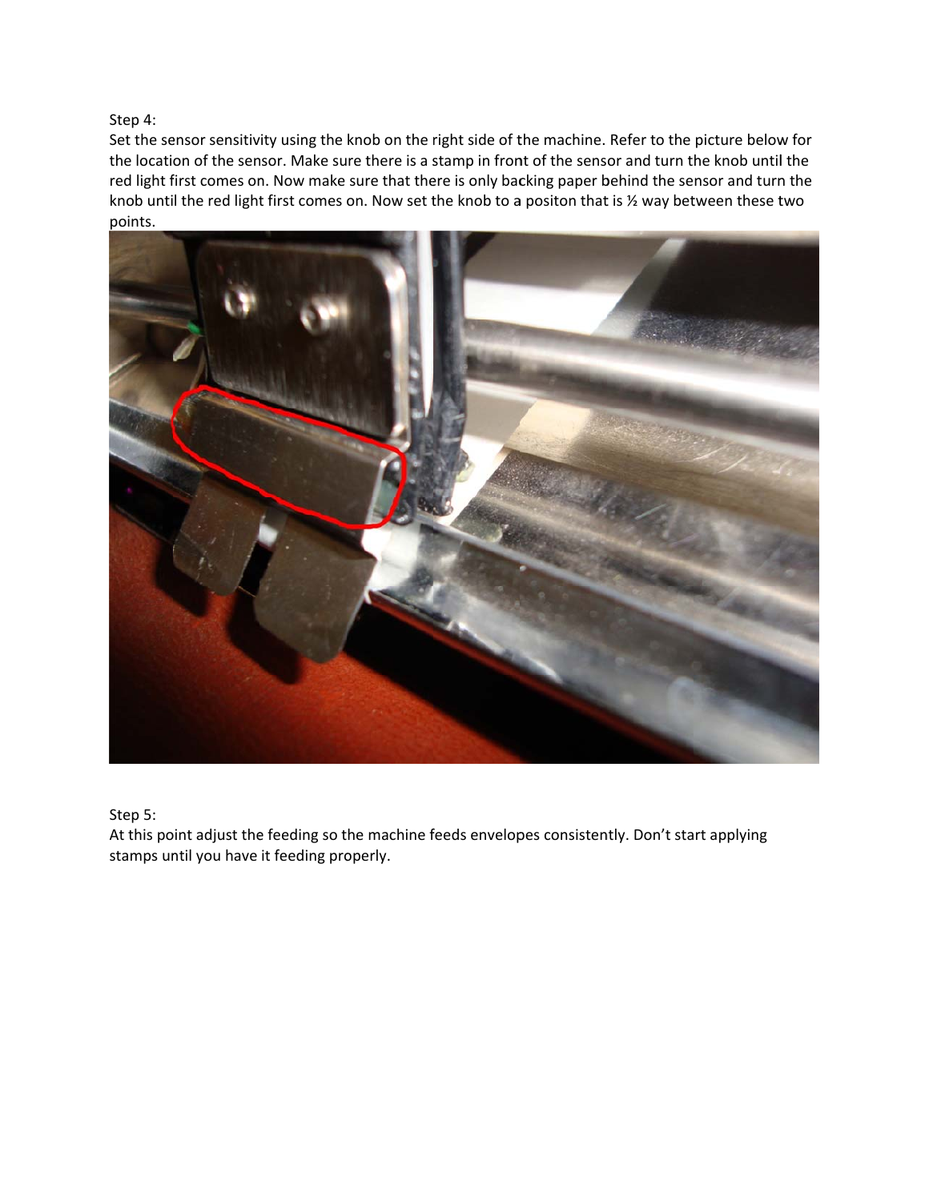Step 4:

Set the sensor sensitivity using the knob on the right side of the machine. Refer to the picture below for the location of the sensor. Make sure there is a stamp in front of the sensor and turn the knob until the red light first comes on. Now make sure that there is only backing paper behind the sensor and turn the knob until the red light first comes on. Now set the knob to a positon that is ½ way between these two points.

Step 5:

At this point adjust the feeding so the machine feeds envelopes consistently. Don't start applying stamps until you have it feeding properly.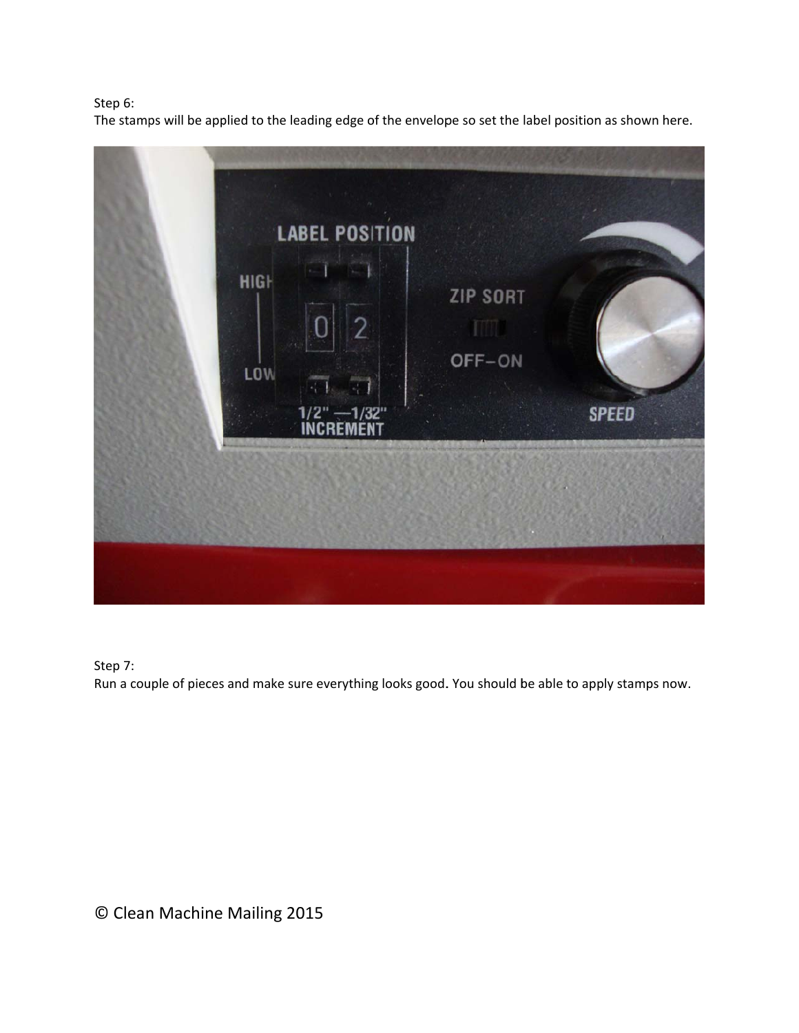Step 6:
The stamps will be applied to the leading edge of the envelope so set the label position as shown here.

Step 7:
Run a couple of pieces and make sure everything looks good. You should be able to apply stamps now.

© Clean Machine Mailing 2015